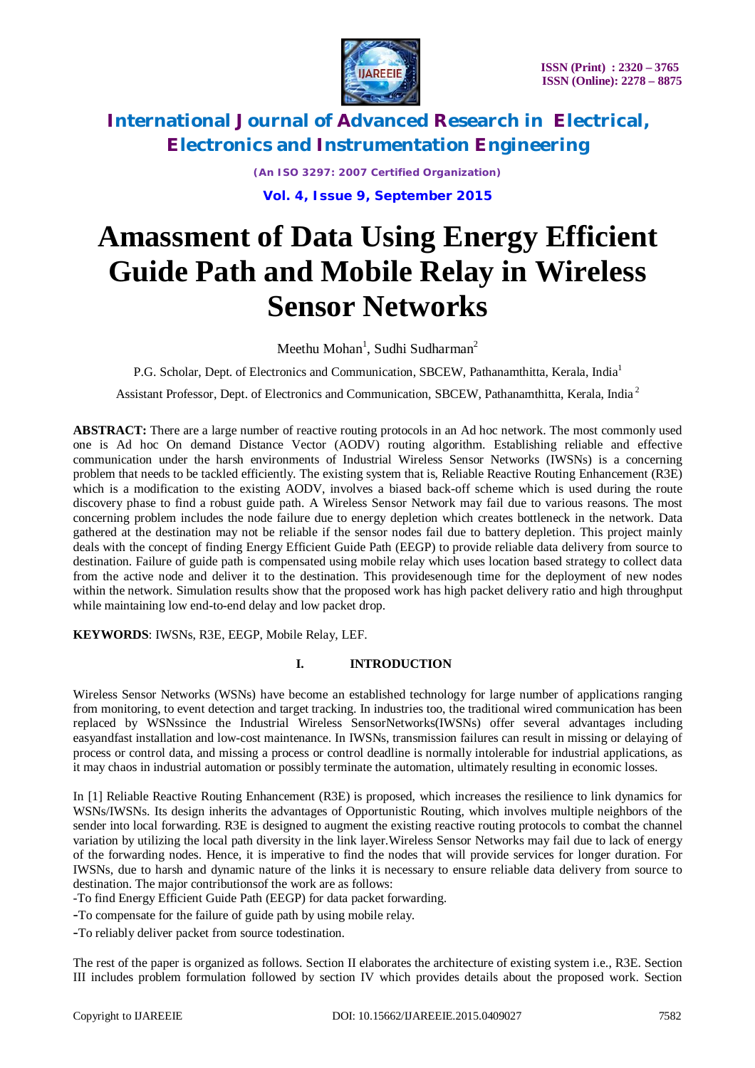# Amassment of Data Using Energy Efficient Guide Path and Mobile Relay in Wireless Sensor Networks

Meethu Mohan[1], Sudhi Sudharman[2]

P.G. Scholar, Dept. of Electronics and Communication, SBCEW, Pathanamthitta, Kerala, India[1]

Assistant Professor, Dept. of Electronics and Communication, SBCEW, Pathanamthitta, Kerala, India[2]

**ABSTRACT:** There are a large number of reactive routing protocols in an Ad hoc network. The most commonly used one is Ad hoc On demand Distance Vector (AODV) routing algorithm. Establishing reliable and effective communication under the harsh environments of Industrial Wireless Sensor Networks (IWSNs) is a concerning problem that needs to be tackled efficiently. The existing system that is, Reliable Reactive Routing Enhancement (R3E) which is a modification to the existing AODV, involves a biased back-off scheme which is used during the route discovery phase to find a robust guide path. A Wireless Sensor Network may fail due to various reasons. The most concerning problem includes the node failure due to energy depletion which creates bottleneck in the network. Data gathered at the destination may not be reliable if the sensor nodes fail due to battery depletion. This project mainly deals with the concept of finding Energy Efficient Guide Path (EEGP) to provide reliable data delivery from source to destination. Failure of guide path is compensated using mobile relay which uses location based strategy to collect data from the active node and deliver it to the destination. This providesenough time for the deployment of new nodes within the network. Simulation results show that the proposed work has high packet delivery ratio and high throughput while maintaining low end-to-end delay and low packet drop.

**KEYWORDS**: IWSNs, R3E, EEGP, Mobile Relay, LEF.

## I. INTRODUCTION

Wireless Sensor Networks (WSNs) have become an established technology for large number of applications ranging from monitoring, to event detection and target tracking. In industries too, the traditional wired communication has been replaced by WSNssince the Industrial Wireless SensorNetworks(IWSNs) offer several advantages including easyandfast installation and low-cost maintenance. In IWSNs, transmission failures can result in missing or delaying of process or control data, and missing a process or control deadline is normally intolerable for industrial applications, as it may chaos in industrial automation or possibly terminate the automation, ultimately resulting in economic losses.

In [1] Reliable Reactive Routing Enhancement (R3E) is proposed, which increases the resilience to link dynamics for WSNs/IWSNs. Its design inherits the advantages of Opportunistic Routing, which involves multiple neighbors of the sender into local forwarding. R3E is designed to augment the existing reactive routing protocols to combat the channel variation by utilizing the local path diversity in the link layer.Wireless Sensor Networks may fail due to lack of energy of the forwarding nodes. Hence, it is imperative to find the nodes that will provide services for longer duration. For IWSNs, due to harsh and dynamic nature of the links it is necessary to ensure reliable data delivery from source to destination. The major contributionsof the work are as follows:

-To find Energy Efficient Guide Path (EEGP) for data packet forwarding.

-To compensate for the failure of guide path by using mobile relay.

-To reliably deliver packet from source todestination.

The rest of the paper is organized as follows. Section II elaborates the architecture of existing system i.e., R3E. Section III includes problem formulation followed by section IV which provides details about the proposed work. Section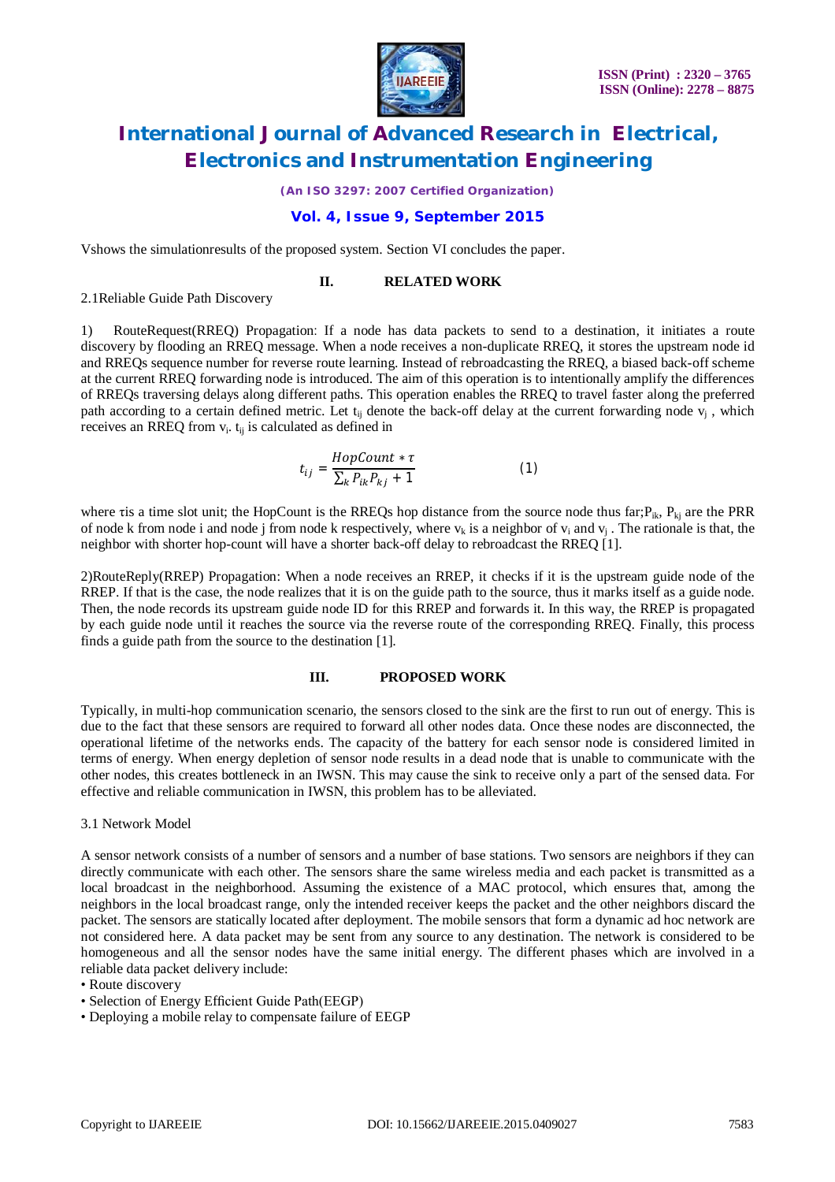Vshows the simulationresults of the proposed system. Section VI concludes the paper.

## II. RELATED WORK

2.1Reliable Guide Path Discovery

1) RouteRequest(RREQ) Propagation: If a node has data packets to send to a destination, it initiates a route discovery by flooding an RREQ message. When a node receives a non-duplicate RREQ, it stores the upstream node id and RREQs sequence number for reverse route learning. Instead of rebroadcasting the RREQ, a biased back-off scheme at the current RREQ forwarding node is introduced. The aim of this operation is to intentionally amplify the differences of RREQs traversing delays along different paths. This operation enables the RREQ to travel faster along the preferred path according to a certain defined metric. Let $t_{ij}$ denote the back-off delay at the current forwarding node $v_j$ , which receives an RREQ from $v_i$. $t_{ij}$ is calculated as defined in

$$t_{ij} = \frac{HopCount * \tau}{\sum_k P_{ik} P_{kj} + 1} \qquad (1)$$

where $\tau$is a time slot unit; the HopCount is the RREQs hop distance from the source node thus far;$P_{ik}$, $P_{kj}$ are the PRR of node k from node i and node j from node k respectively, where $v_k$ is a neighbor of $v_i$ and $v_j$ . The rationale is that, the neighbor with shorter hop-count will have a shorter back-off delay to rebroadcast the RREQ [1].

2)RouteReply(RREP) Propagation: When a node receives an RREP, it checks if it is the upstream guide node of the RREP. If that is the case, the node realizes that it is on the guide path to the source, thus it marks itself as a guide node. Then, the node records its upstream guide node ID for this RREP and forwards it. In this way, the RREP is propagated by each guide node until it reaches the source via the reverse route of the corresponding RREQ. Finally, this process finds a guide path from the source to the destination [1].

## III. PROPOSED WORK

Typically, in multi-hop communication scenario, the sensors closed to the sink are the first to run out of energy. This is due to the fact that these sensors are required to forward all other nodes data. Once these nodes are disconnected, the operational lifetime of the networks ends. The capacity of the battery for each sensor node is considered limited in terms of energy. When energy depletion of sensor node results in a dead node that is unable to communicate with the other nodes, this creates bottleneck in an IWSN. This may cause the sink to receive only a part of the sensed data. For effective and reliable communication in IWSN, this problem has to be alleviated.

3.1 Network Model

A sensor network consists of a number of sensors and a number of base stations. Two sensors are neighbors if they can directly communicate with each other. The sensors share the same wireless media and each packet is transmitted as a local broadcast in the neighborhood. Assuming the existence of a MAC protocol, which ensures that, among the neighbors in the local broadcast range, only the intended receiver keeps the packet and the other neighbors discard the packet. The sensors are statically located after deployment. The mobile sensors that form a dynamic ad hoc network are not considered here. A data packet may be sent from any source to any destination. The network is considered to be homogeneous and all the sensor nodes have the same initial energy. The different phases which are involved in a reliable data packet delivery include:

- Route discovery
- Selection of Energy Efficient Guide Path(EEGP)
- Deploying a mobile relay to compensate failure of EEGP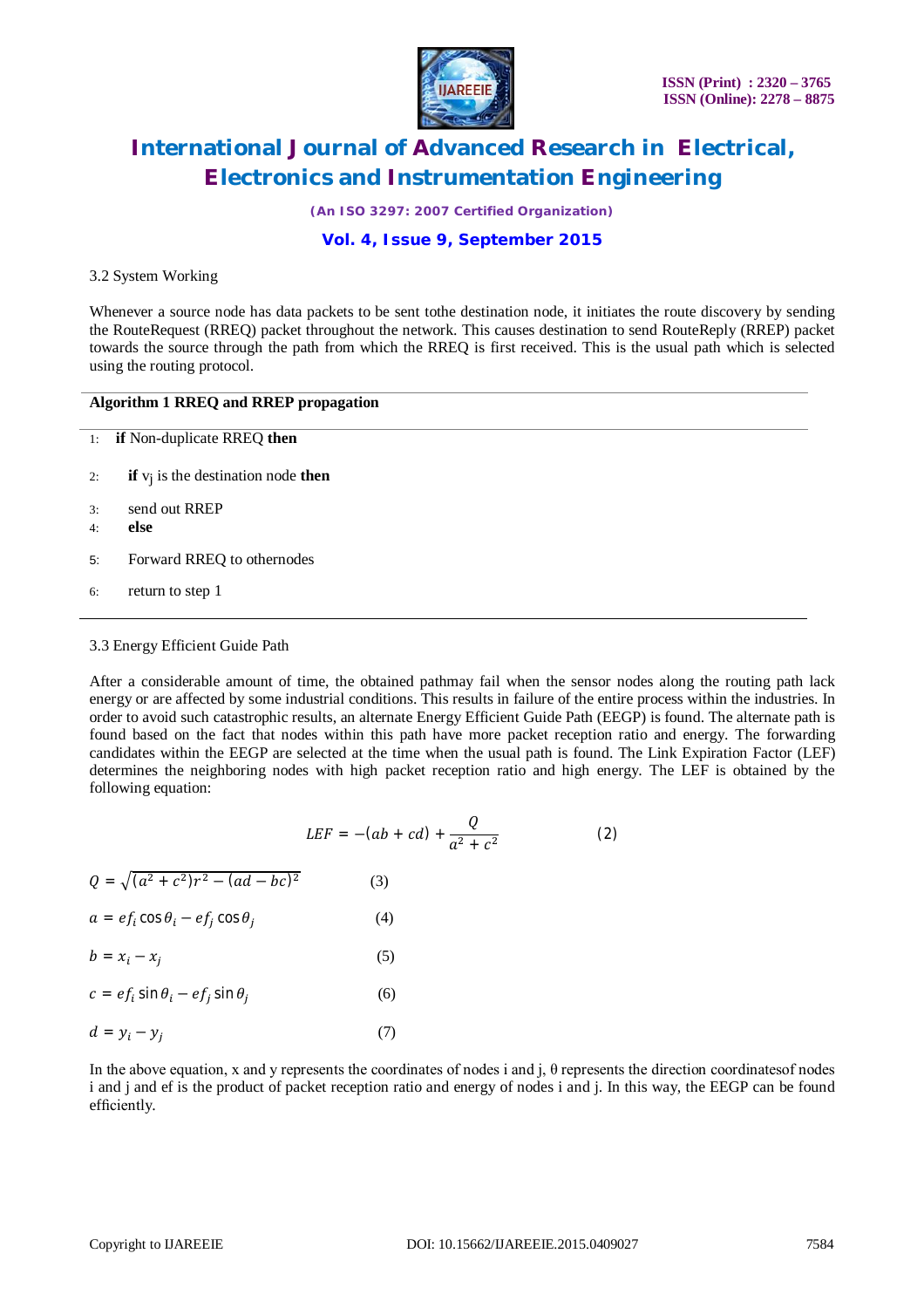3.2 System Working

Whenever a source node has data packets to be sent tothe destination node, it initiates the route discovery by sending the RouteRequest (RREQ) packet throughout the network. This causes destination to send RouteReply (RREP) packet towards the source through the path from which the RREQ is first received. This is the usual path which is selected using the routing protocol.

**Algorithm 1 RREQ and RREP propagation**

1: **if** Non-duplicate RREQ **then**

2: **if** $v_j$ is the destination node **then**

3: send out RREP

4: **else**

5: Forward RREQ to othernodes

6: return to step 1

3.3 Energy Efficient Guide Path

After a considerable amount of time, the obtained pathmay fail when the sensor nodes along the routing path lack energy or are affected by some industrial conditions. This results in failure of the entire process within the industries. In order to avoid such catastrophic results, an alternate Energy Efficient Guide Path (EEGP) is found. The alternate path is found based on the fact that nodes within this path have more packet reception ratio and energy. The forwarding candidates within the EEGP are selected at the time when the usual path is found. The Link Expiration Factor (LEF) determines the neighboring nodes with high packet reception ratio and high energy. The LEF is obtained by the following equation:

$$LEF = -(ab + cd) + \frac{Q}{a^2 + c^2} \quad (2)$$

$$Q = \sqrt{(a^2 + c^2)r^2 - (ad - bc)^2} \quad (3)$$

$$a = ef_i \cos\theta_i - ef_j \cos\theta_j \quad (4)$$

$$b = x_i - x_j \quad (5)$$

$$c = ef_i \sin\theta_i - ef_j \sin\theta_j \quad (6)$$

$$d = y_i - y_j \quad (7)$$

In the above equation, x and y represents the coordinates of nodes i and j, θ represents the direction coordinatesof nodes i and j and ef is the product of packet reception ratio and energy of nodes i and j. In this way, the EEGP can be found efficiently.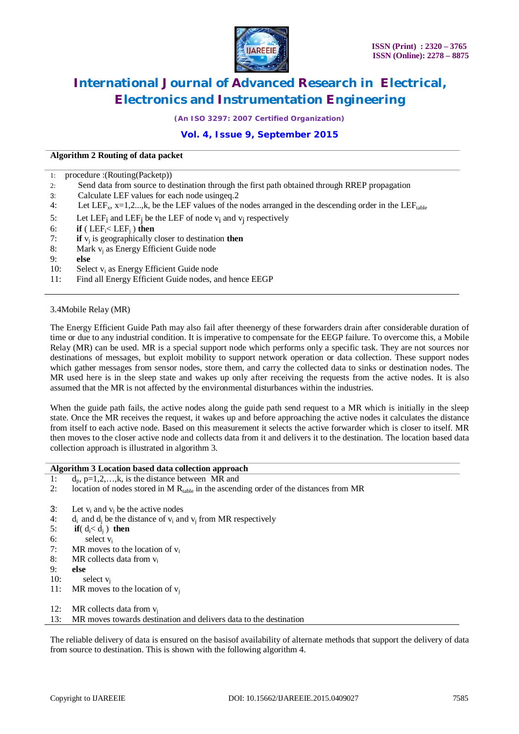**Algorithm 2 Routing of data packet**

1: procedure :(Routing(Packetp))
2: Send data from source to destination through the first path obtained through RREP propagation
3: Calculate LEF values for each node usingeq.2
4: Let $LEF_x$, x=1,2...,k, be the LEF values of the nodes arranged in the descending order in the $LEF_{table}$
5: Let $LEF_i$ and $LEF_j$ be the LEF of node $v_i$ and $v_j$ respectively
6: **if** ( $LEF_i < LEF_j$ ) **then**
7: **if** $v_j$ is geographically closer to destination **then**
8: Mark $v_j$ as Energy Efficient Guide node
9: **else**
10: Select $v_i$ as Energy Efficient Guide node
11: Find all Energy Efficient Guide nodes, and hence EEGP

3.4Mobile Relay (MR)

The Energy Efficient Guide Path may also fail after theenergy of these forwarders drain after considerable duration of time or due to any industrial condition. It is imperative to compensate for the EEGP failure. To overcome this, a Mobile Relay (MR) can be used. MR is a special support node which performs only a specific task. They are not sources nor destinations of messages, but exploit mobility to support network operation or data collection. These support nodes which gather messages from sensor nodes, store them, and carry the collected data to sinks or destination nodes. The MR used here is in the sleep state and wakes up only after receiving the requests from the active nodes. It is also assumed that the MR is not affected by the environmental disturbances within the industries.

When the guide path fails, the active nodes along the guide path send request to a MR which is initially in the sleep state. Once the MR receives the request, it wakes up and before approaching the active nodes it calculates the distance from itself to each active node. Based on this measurement it selects the active forwarder which is closer to itself. MR then moves to the closer active node and collects data from it and delivers it to the destination. The location based data collection approach is illustrated in algorithm 3.

**Algorithm 3 Location based data collection approach**

1: $d_p$, p=1,2,…,k, is the distance between MR and
2: location of nodes stored in M $R_{table}$ in the ascending order of the distances from MR

3: Let $v_i$ and $v_j$ be the active nodes
4: $d_i$ and $d_j$ be the distance of $v_i$ and $v_j$ from MR respectively
5: **if**( $d_i < d_j$ ) **then**
6: select $v_i$
7: MR moves to the location of $v_i$
8: MR collects data from $v_i$
9: **else**
10: select $v_j$
11: MR moves to the location of $v_j$

12: MR collects data from $v_j$
13: MR moves towards destination and delivers data to the destination

The reliable delivery of data is ensured on the basisof availability of alternate methods that support the delivery of data from source to destination. This is shown with the following algorithm 4.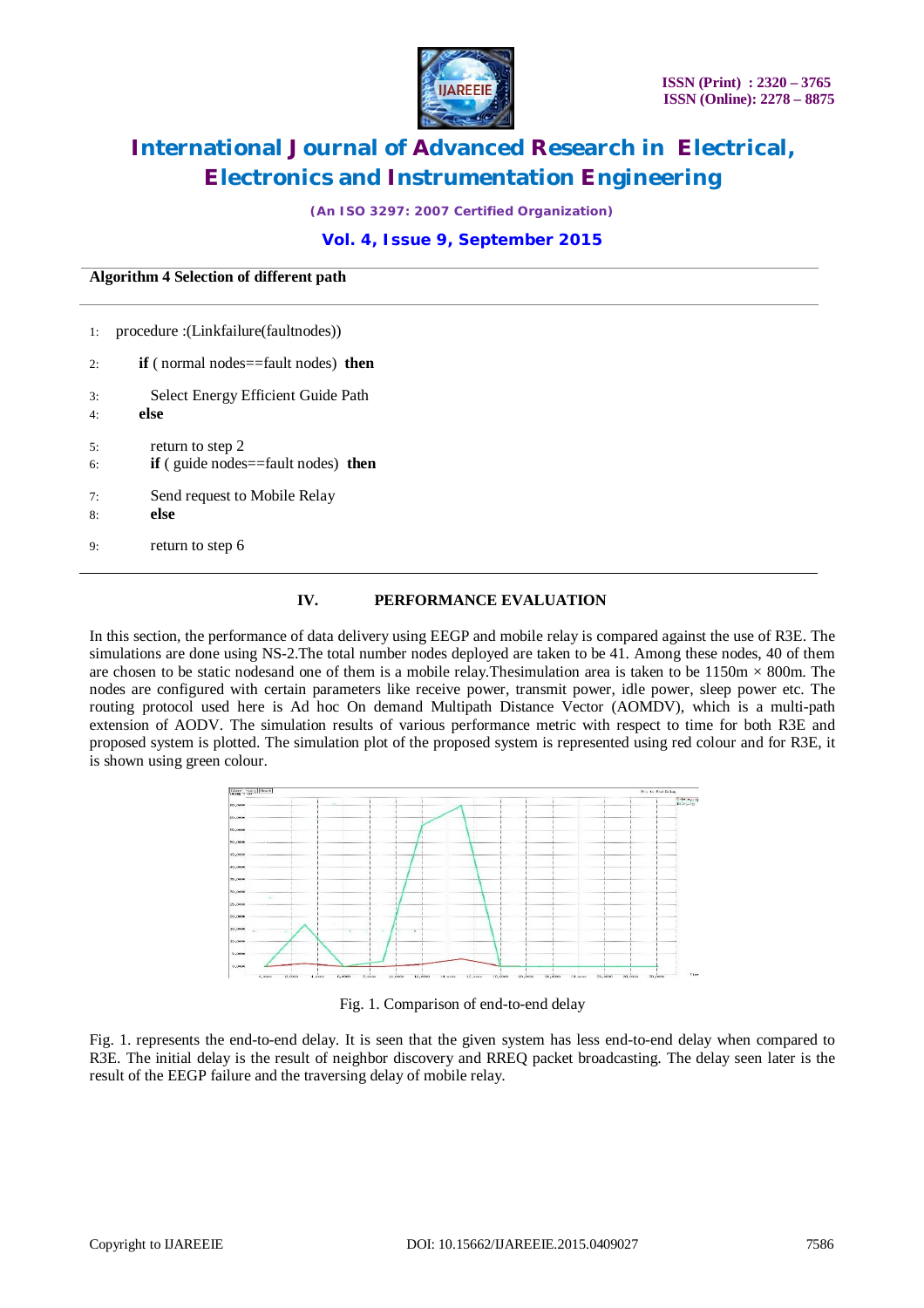**Algorithm 4 Selection of different path**

```
1:  procedure :(Linkfailure(faultnodes))
2:     if ( normal nodes==fault nodes)  then
3:        Select Energy Efficient Guide Path
4:     else
5:        return to step 2
6:        if ( guide nodes==fault nodes)  then
7:        Send request to Mobile Relay
8:        else
9:        return to step 6
```

## IV. PERFORMANCE EVALUATION

In this section, the performance of data delivery using EEGP and mobile relay is compared against the use of R3E. The simulations are done using NS-2.The total number nodes deployed are taken to be 41. Among these nodes, 40 of them are chosen to be static nodesand one of them is a mobile relay.Thesimulation area is taken to be 1150m × 800m. The nodes are configured with certain parameters like receive power, transmit power, idle power, sleep power etc. The routing protocol used here is Ad hoc On demand Multipath Distance Vector (AOMDV), which is a multi-path extension of AODV. The simulation results of various performance metric with respect to time for both R3E and proposed system is plotted. The simulation plot of the proposed system is represented using red colour and for R3E, it is shown using green colour.

Fig. 1. Comparison of end-to-end delay

Fig. 1. represents the end-to-end delay. It is seen that the given system has less end-to-end delay when compared to R3E. The initial delay is the result of neighbor discovery and RREQ packet broadcasting. The delay seen later is the result of the EEGP failure and the traversing delay of mobile relay.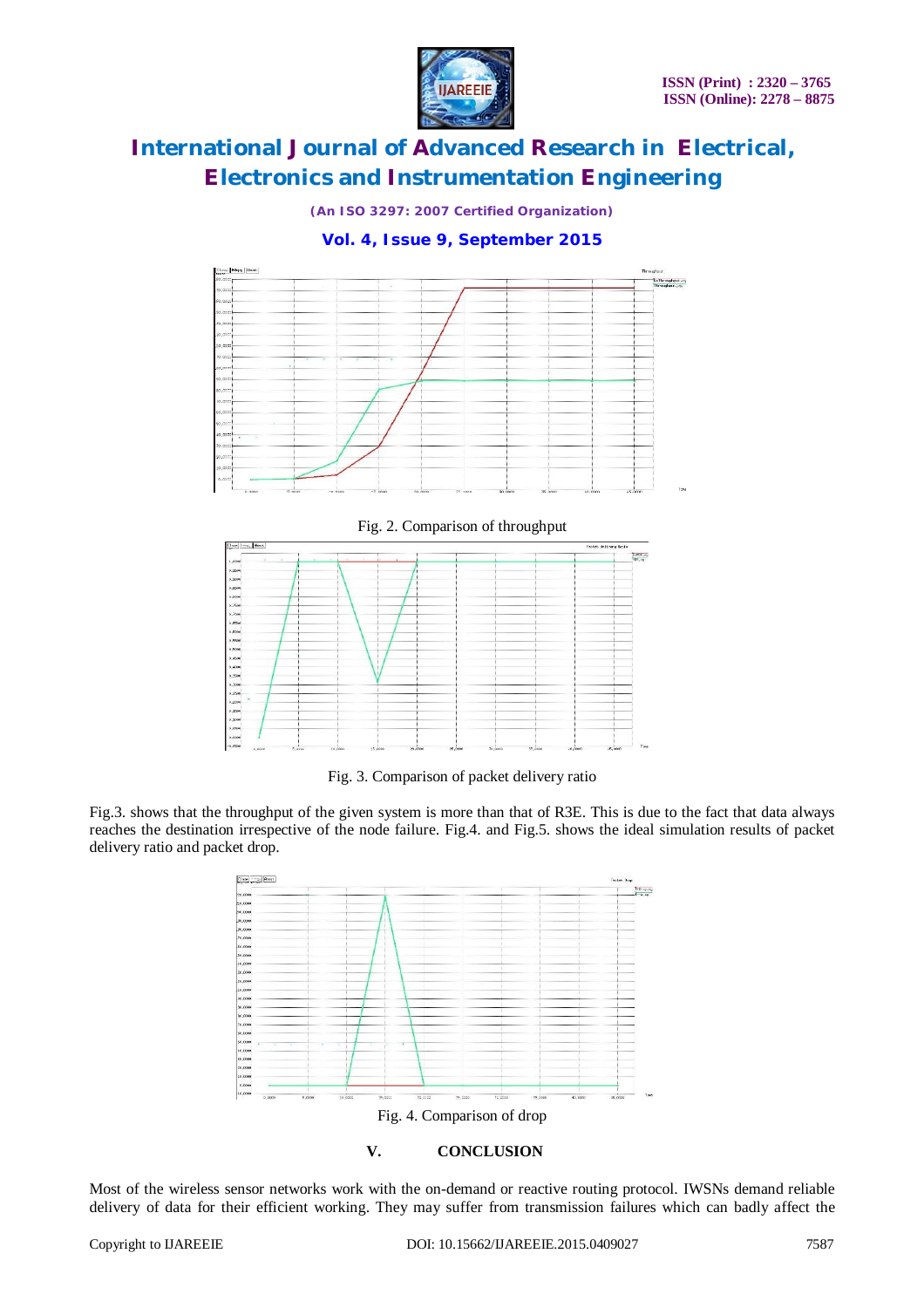Fig. 2. Comparison of throughput

Fig. 3. Comparison of packet delivery ratio

Fig.3. shows that the throughput of the given system is more than that of R3E. This is due to the fact that data always reaches the destination irrespective of the node failure. Fig.4. and Fig.5. shows the ideal simulation results of packet delivery ratio and packet drop.

Fig. 4. Comparison of drop

## V. CONCLUSION

Most of the wireless sensor networks work with the on-demand or reactive routing protocol. IWSNs demand reliable delivery of data for their efficient working. They may suffer from transmission failures which can badly affect the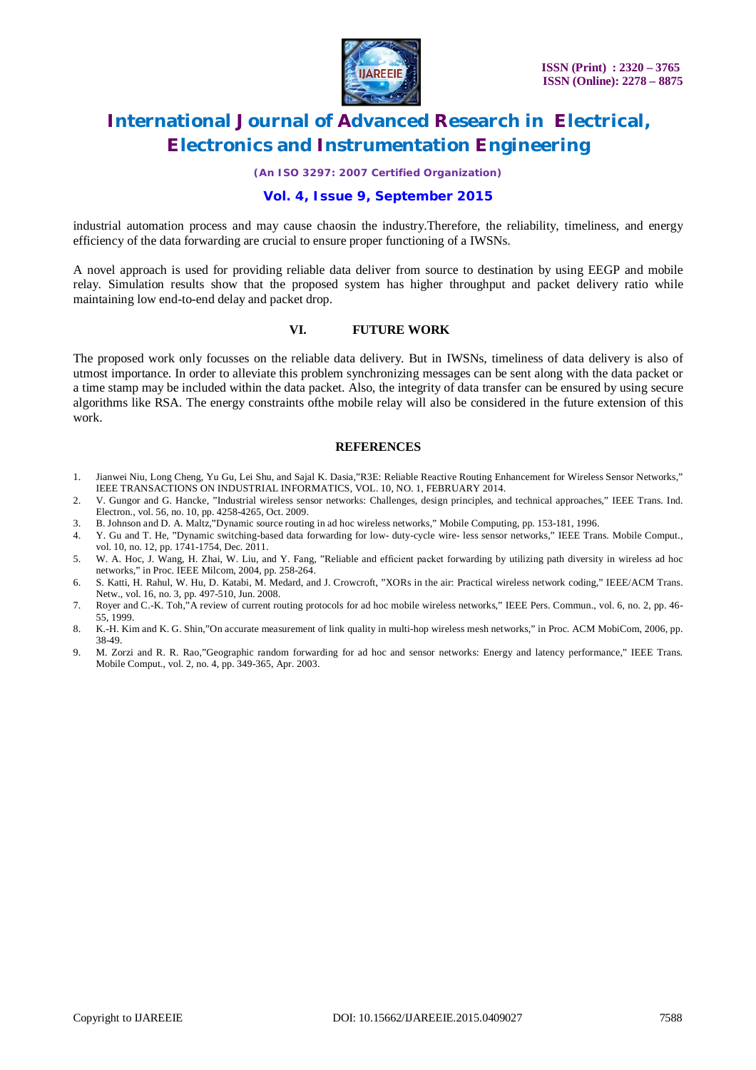industrial automation process and may cause chaosin the industry.Therefore, the reliability, timeliness, and energy efficiency of the data forwarding are crucial to ensure proper functioning of a IWSNs.

A novel approach is used for providing reliable data deliver from source to destination by using EEGP and mobile relay. Simulation results show that the proposed system has higher throughput and packet delivery ratio while maintaining low end-to-end delay and packet drop.

## VI. FUTURE WORK

The proposed work only focusses on the reliable data delivery. But in IWSNs, timeliness of data delivery is also of utmost importance. In order to alleviate this problem synchronizing messages can be sent along with the data packet or a time stamp may be included within the data packet. Also, the integrity of data transfer can be ensured by using secure algorithms like RSA. The energy constraints ofthe mobile relay will also be considered in the future extension of this work.

## REFERENCES

1. Jianwei Niu, Long Cheng, Yu Gu, Lei Shu, and Sajal K. Dasia,"R3E: Reliable Reactive Routing Enhancement for Wireless Sensor Networks," IEEE TRANSACTIONS ON INDUSTRIAL INFORMATICS, VOL. 10, NO. 1, FEBRUARY 2014.
2. V. Gungor and G. Hancke, "Industrial wireless sensor networks: Challenges, design principles, and technical approaches," IEEE Trans. Ind. Electron., vol. 56, no. 10, pp. 4258-4265, Oct. 2009.
3. B. Johnson and D. A. Maltz,"Dynamic source routing in ad hoc wireless networks," Mobile Computing, pp. 153-181, 1996.
4. Y. Gu and T. He, "Dynamic switching-based data forwarding for low- duty-cycle wire- less sensor networks," IEEE Trans. Mobile Comput., vol. 10, no. 12, pp. 1741-1754, Dec. 2011.
5. W. A. Hoc, J. Wang, H. Zhai, W. Liu, and Y. Fang, "Reliable and efficient packet forwarding by utilizing path diversity in wireless ad hoc networks," in Proc. IEEE Milcom, 2004, pp. 258-264.
6. S. Katti, H. Rahul, W. Hu, D. Katabi, M. Medard, and J. Crowcroft, "XORs in the air: Practical wireless network coding," IEEE/ACM Trans. Netw., vol. 16, no. 3, pp. 497-510, Jun. 2008.
7. Royer and C.-K. Toh,"A review of current routing protocols for ad hoc mobile wireless networks," IEEE Pers. Commun., vol. 6, no. 2, pp. 46-55, 1999.
8. K.-H. Kim and K. G. Shin,"On accurate measurement of link quality in multi-hop wireless mesh networks," in Proc. ACM MobiCom, 2006, pp. 38-49.
9. M. Zorzi and R. R. Rao,"Geographic random forwarding for ad hoc and sensor networks: Energy and latency performance," IEEE Trans. Mobile Comput., vol. 2, no. 4, pp. 349-365, Apr. 2003.